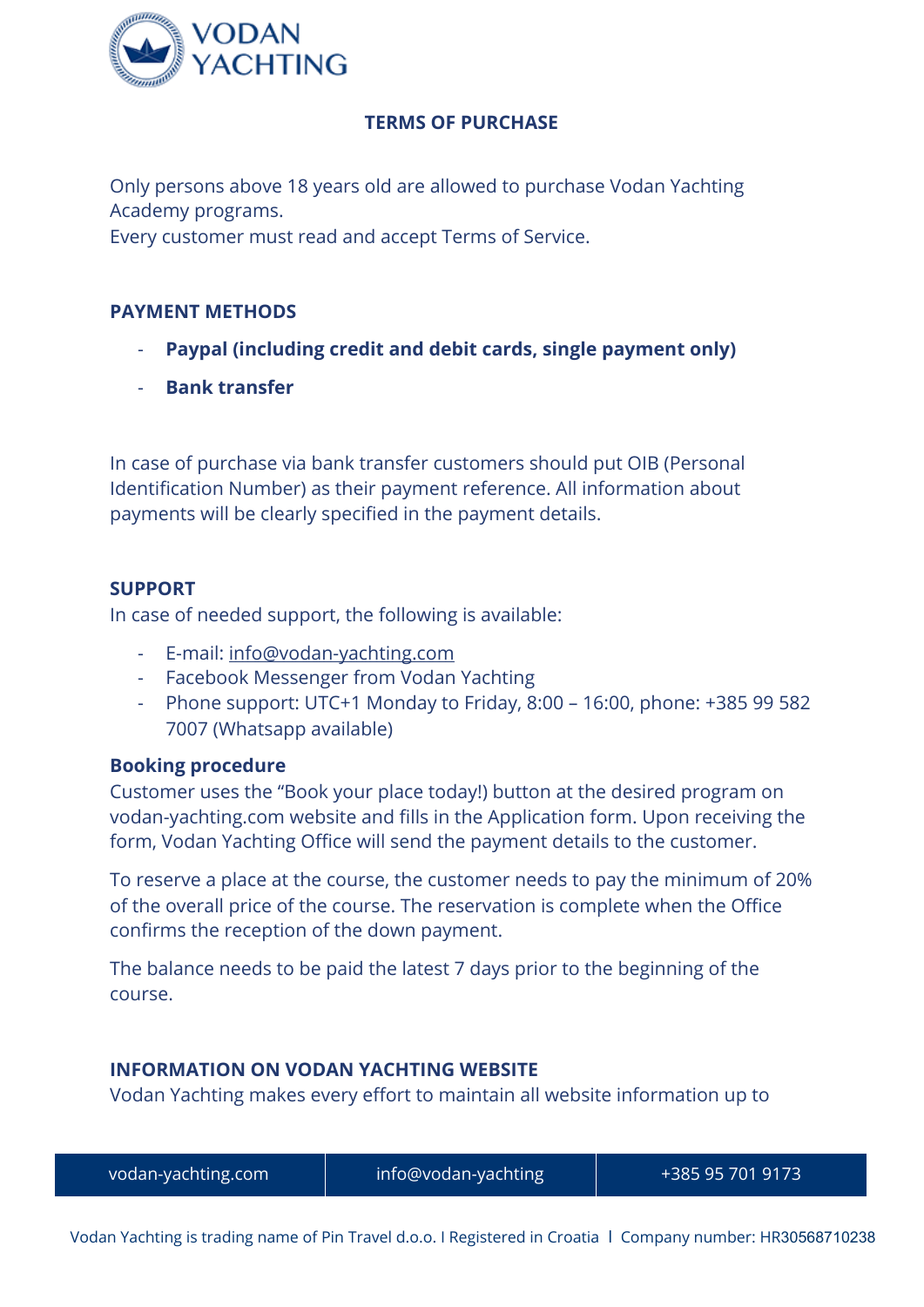# TERMS OF PURCHASE

Only persons above 18 years old are allowed to purchase Vodan Yachting Academy programs.
Every customer must read and accept Terms of Service.

## PAYMENT METHODS

- **Paypal (including credit and debit cards, single payment only)**
- **Bank transfer**

In case of purchase via bank transfer customers should put OIB (Personal Identification Number) as their payment reference. All information about payments will be clearly specified in the payment details.

## SUPPORT

In case of needed support, the following is available:

- E-mail: info@vodan-yachting.com
- Facebook Messenger from Vodan Yachting
- Phone support: UTC+1 Monday to Friday, 8:00 – 16:00, phone: +385 99 582 7007 (Whatsapp available)

### Booking procedure

Customer uses the "Book your place today!) button at the desired program on vodan-yachting.com website and fills in the Application form. Upon receiving the form, Vodan Yachting Office will send the payment details to the customer.

To reserve a place at the course, the customer needs to pay the minimum of 20% of the overall price of the course. The reservation is complete when the Office confirms the reception of the down payment.

The balance needs to be paid the latest 7 days prior to the beginning of the course.

## INFORMATION ON VODAN YACHTING WEBSITE

Vodan Yachting makes every effort to maintain all website information up to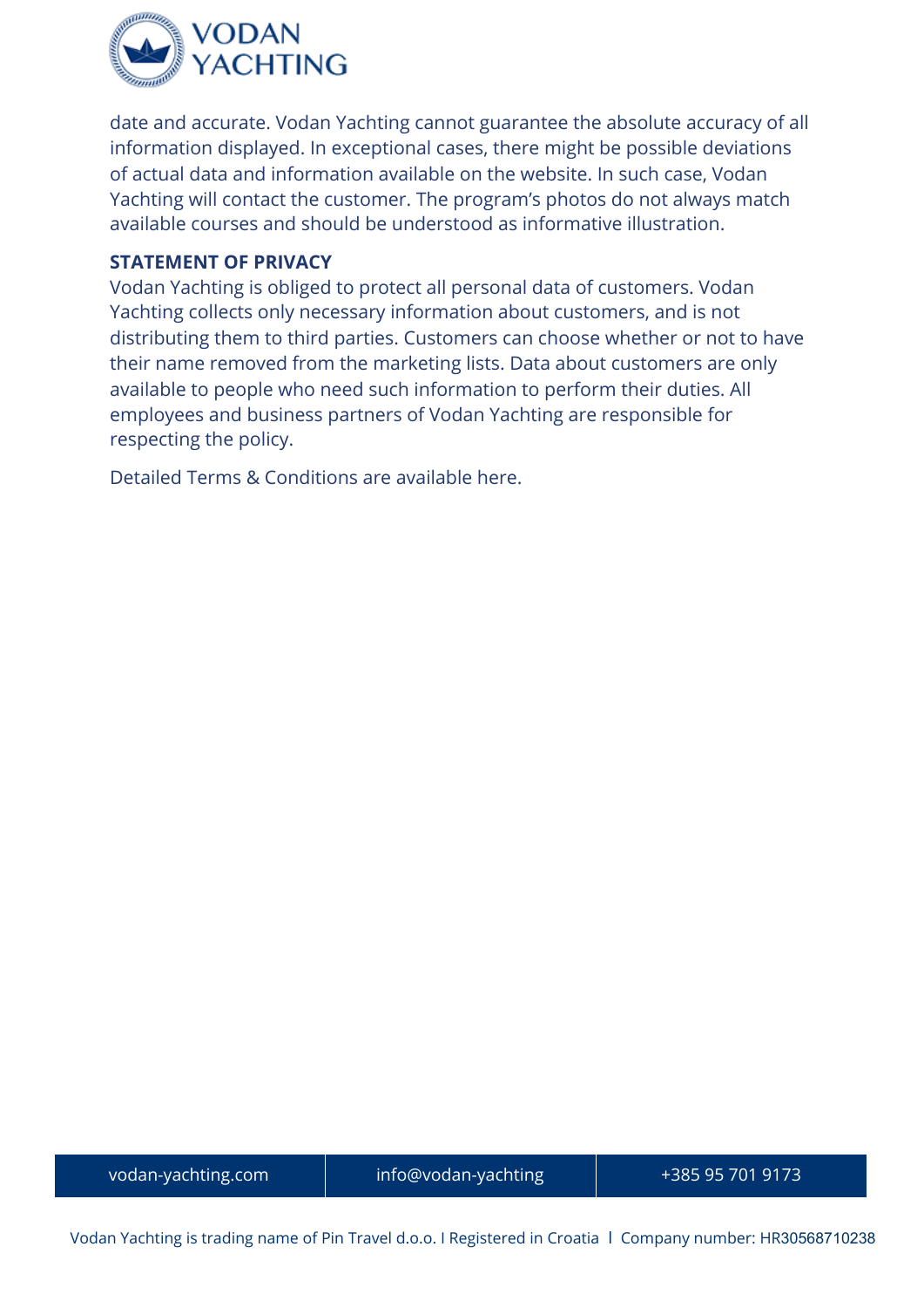date and accurate. Vodan Yachting cannot guarantee the absolute accuracy of all information displayed. In exceptional cases, there might be possible deviations of actual data and information available on the website. In such case, Vodan Yachting will contact the customer. The program's photos do not always match available courses and should be understood as informative illustration.

**STATEMENT OF PRIVACY**

Vodan Yachting is obliged to protect all personal data of customers. Vodan Yachting collects only necessary information about customers, and is not distributing them to third parties. Customers can choose whether or not to have their name removed from the marketing lists. Data about customers are only available to people who need such information to perform their duties. All employees and business partners of Vodan Yachting are responsible for respecting the policy.

Detailed Terms & Conditions are available here.